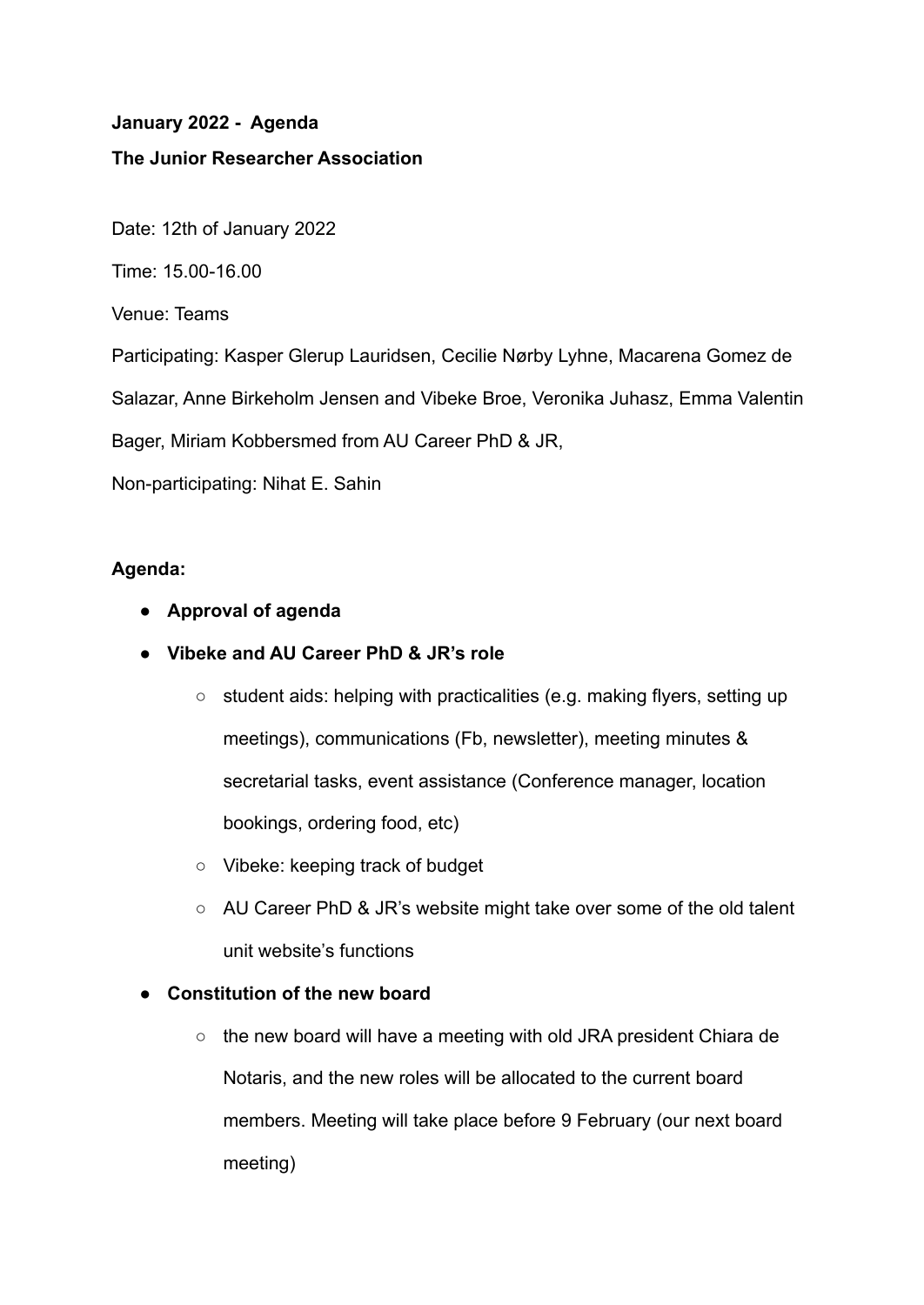**January 2022 - Agenda**

**The Junior Researcher Association**

Date: 12th of January 2022

Time: 15.00-16.00

Venue: Teams

Participating: Kasper Glerup Lauridsen, Cecilie Nørby Lyhne, Macarena Gomez de Salazar, Anne Birkeholm Jensen and Vibeke Broe, Veronika Juhasz, Emma Valentin Bager, Miriam Kobbersmed from AU Career PhD & JR,

Non-participating: Nihat E. Sahin

**Agenda:**

- **Approval of agenda**
- **Vibeke and AU Career PhD & JR's role**
  - student aids: helping with practicalities (e.g. making flyers, setting up meetings), communications (Fb, newsletter), meeting minutes & secretarial tasks, event assistance (Conference manager, location bookings, ordering food, etc)
  - Vibeke: keeping track of budget
  - AU Career PhD & JR's website might take over some of the old talent unit website's functions
- **Constitution of the new board**
  - the new board will have a meeting with old JRA president Chiara de Notaris, and the new roles will be allocated to the current board members. Meeting will take place before 9 February (our next board meeting)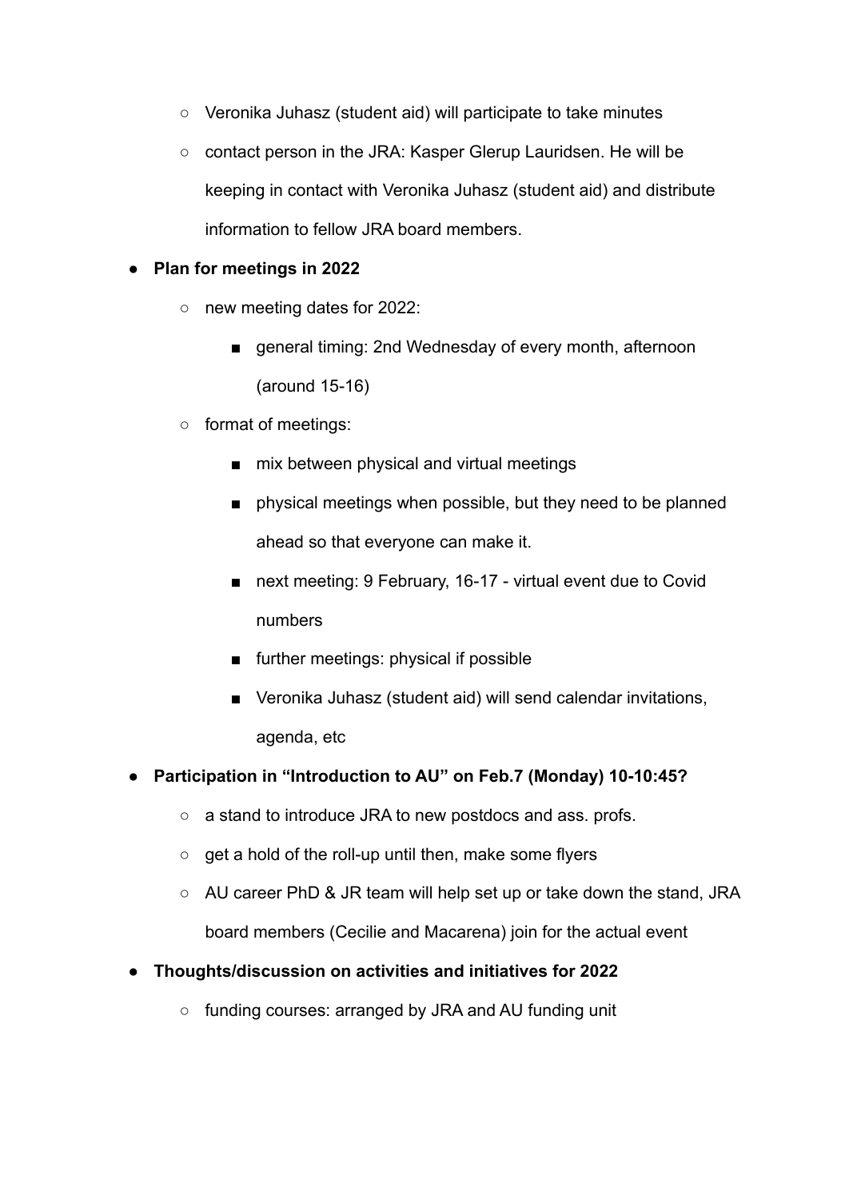- Veronika Juhasz (student aid) will participate to take minutes
    - contact person in the JRA: Kasper Glerup Lauridsen. He will be keeping in contact with Veronika Juhasz (student aid) and distribute information to fellow JRA board members.
- **Plan for meetings in 2022**
    - new meeting dates for 2022:
        - general timing: 2nd Wednesday of every month, afternoon (around 15-16)
    - format of meetings:
        - mix between physical and virtual meetings
        - physical meetings when possible, but they need to be planned ahead so that everyone can make it.
        - next meeting: 9 February, 16-17 - virtual event due to Covid numbers
        - further meetings: physical if possible
        - Veronika Juhasz (student aid) will send calendar invitations, agenda, etc
- **Participation in "Introduction to AU" on Feb.7 (Monday) 10-10:45?**
    - a stand to introduce JRA to new postdocs and ass. profs.
    - get a hold of the roll-up until then, make some flyers
    - AU career PhD & JR team will help set up or take down the stand, JRA board members (Cecilie and Macarena) join for the actual event
- **Thoughts/discussion on activities and initiatives for 2022**
    - funding courses: arranged by JRA and AU funding unit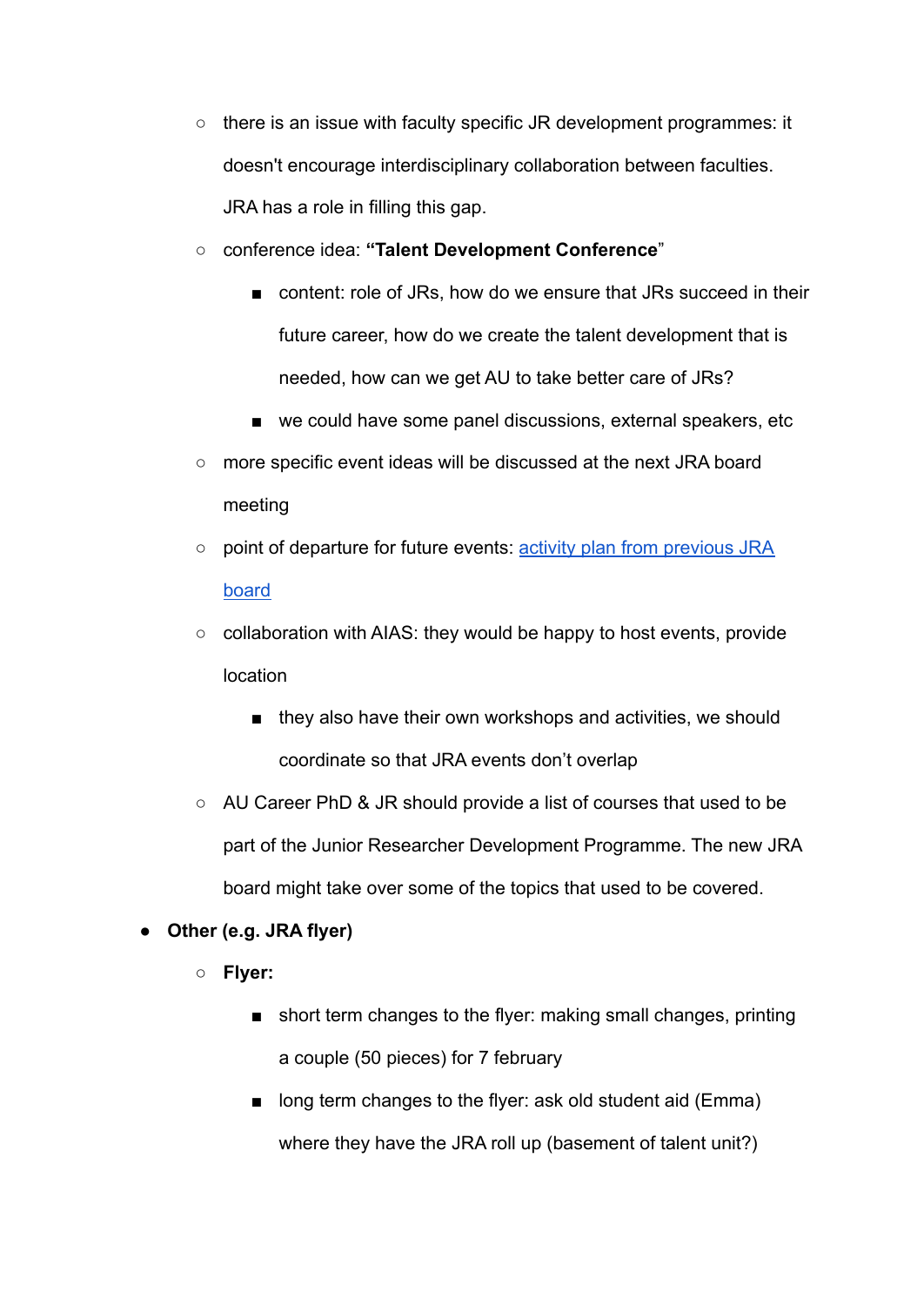- there is an issue with faculty specific JR development programmes: it doesn't encourage interdisciplinary collaboration between faculties. JRA has a role in filling this gap.
  - conference idea: **"Talent Development Conference**"
    - content: role of JRs, how do we ensure that JRs succeed in their future career, how do we create the talent development that is needed, how can we get AU to take better care of JRs?
    - we could have some panel discussions, external speakers, etc
  - more specific event ideas will be discussed at the next JRA board meeting
  - point of departure for future events: activity plan from previous JRA board
  - collaboration with AIAS: they would be happy to host events, provide location
    - they also have their own workshops and activities, we should coordinate so that JRA events don't overlap
  - AU Career PhD & JR should provide a list of courses that used to be part of the Junior Researcher Development Programme. The new JRA board might take over some of the topics that used to be covered.
- **Other (e.g. JRA flyer)**
  - **Flyer:**
    - short term changes to the flyer: making small changes, printing a couple (50 pieces) for 7 february
    - long term changes to the flyer: ask old student aid (Emma) where they have the JRA roll up (basement of talent unit?)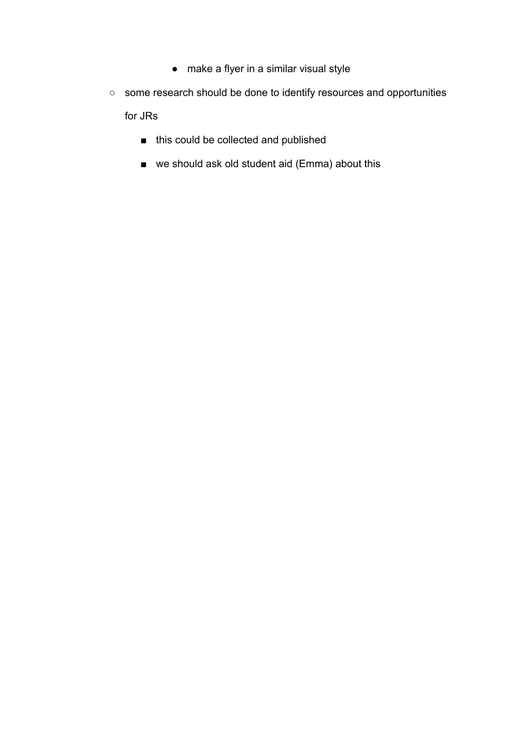- make a flyer in a similar visual style
    - some research should be done to identify resources and opportunities for JRs
        - this could be collected and published
        - we should ask old student aid (Emma) about this